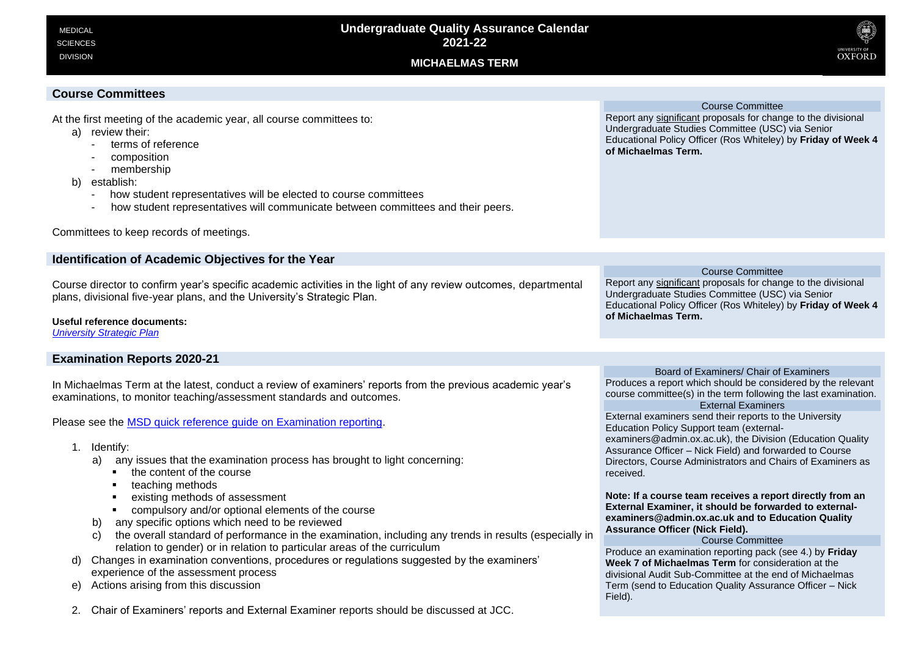MEDICAL SCIENCES DIVISION

# Undergraduate Quality Assurance Calendar 2021-22

## MICHAELMAS TERM

### Course Committees

At the first meeting of the academic year, all course committees to:

a) review their:
   - terms of reference
   - composition
   - membership

b) establish:
   - how student representatives will be elected to course committees
   - how student representatives will communicate between committees and their peers.

Committees to keep records of meetings.

**Course Committee**

Report any significant proposals for change to the divisional Undergraduate Studies Committee (USC) via Senior Educational Policy Officer (Ros Whiteley) by **Friday of Week 4 of Michaelmas Term.**

### Identification of Academic Objectives for the Year

Course director to confirm year's specific academic activities in the light of any review outcomes, departmental plans, divisional five-year plans, and the University's Strategic Plan.

**Useful reference documents:**

*University Strategic Plan*

**Course Committee**

Report any significant proposals for change to the divisional Undergraduate Studies Committee (USC) via Senior Educational Policy Officer (Ros Whiteley) by **Friday of Week 4 of Michaelmas Term.**

### Examination Reports 2020-21

In Michaelmas Term at the latest, conduct a review of examiners' reports from the previous academic year's examinations, to monitor teaching/assessment standards and outcomes.

Please see the MSD quick reference guide on Examination reporting.

1. Identify:
   a) any issues that the examination process has brought to light concerning:
      - the content of the course
      - teaching methods
      - existing methods of assessment
      - compulsory and/or optional elements of the course
   b) any specific options which need to be reviewed
   c) the overall standard of performance in the examination, including any trends in results (especially in relation to gender) or in relation to particular areas of the curriculum
   d) Changes in examination conventions, procedures or regulations suggested by the examiners' experience of the assessment process
   e) Actions arising from this discussion
2. Chair of Examiners' reports and External Examiner reports should be discussed at JCC.

**Board of Examiners/ Chair of Examiners**

Produces a report which should be considered by the relevant course committee(s) in the term following the last examination.

**External Examiners**

External examiners send their reports to the University Education Policy Support team (external-examiners@admin.ox.ac.uk), the Division (Education Quality Assurance Officer – Nick Field) and forwarded to Course Directors, Course Administrators and Chairs of Examiners as received.

**Note: If a course team receives a report directly from an External Examiner, it should be forwarded to external-examiners@admin.ox.ac.uk and to Education Quality Assurance Officer (Nick Field).**

**Course Committee**

Produce an examination reporting pack (see 4.) by **Friday Week 7 of Michaelmas Term** for consideration at the divisional Audit Sub-Committee at the end of Michaelmas Term (send to Education Quality Assurance Officer – Nick Field).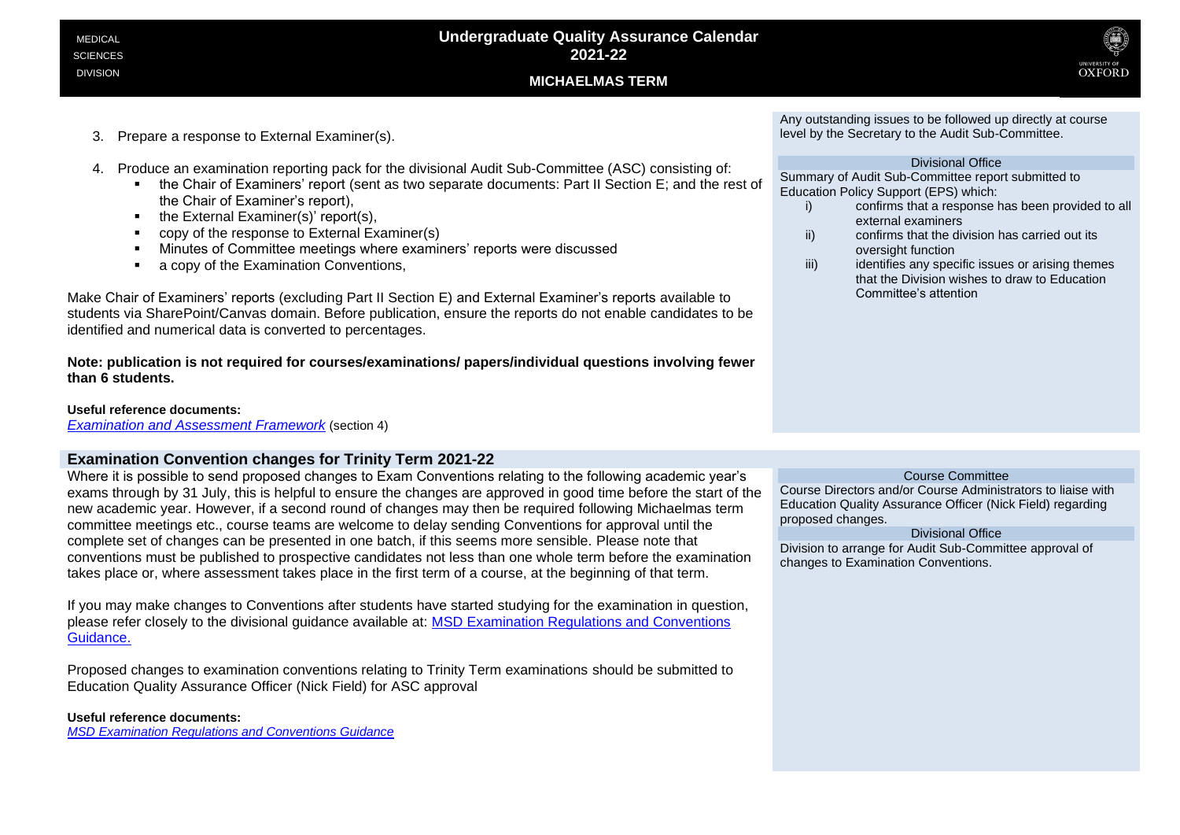3. Prepare a response to External Examiner(s).

4. Produce an examination reporting pack for the divisional Audit Sub-Committee (ASC) consisting of:
   - the Chair of Examiners' report (sent as two separate documents: Part II Section E; and the rest of the Chair of Examiner's report),
   - the External Examiner(s)' report(s),
   - copy of the response to External Examiner(s)
   - Minutes of Committee meetings where examiners' reports were discussed
   - a copy of the Examination Conventions,

Make Chair of Examiners' reports (excluding Part II Section E) and External Examiner's reports available to students via SharePoint/Canvas domain. Before publication, ensure the reports do not enable candidates to be identified and numerical data is converted to percentages.

**Note: publication is not required for courses/examinations/ papers/individual questions involving fewer than 6 students.**

**Useful reference documents:**
*Examination and Assessment Framework* (section 4)

Any outstanding issues to be followed up directly at course level by the Secretary to the Audit Sub-Committee.

**Divisional Office**

Summary of Audit Sub-Committee report submitted to Education Policy Support (EPS) which:

i) confirms that a response has been provided to all external examiners
ii) confirms that the division has carried out its oversight function
iii) identifies any specific issues or arising themes that the Division wishes to draw to Education Committee's attention

## Examination Convention changes for Trinity Term 2021-22

Where it is possible to send proposed changes to Exam Conventions relating to the following academic year's exams through by 31 July, this is helpful to ensure the changes are approved in good time before the start of the new academic year. However, if a second round of changes may then be required following Michaelmas term committee meetings etc., course teams are welcome to delay sending Conventions for approval until the complete set of changes can be presented in one batch, if this seems more sensible. Please note that conventions must be published to prospective candidates not less than one whole term before the examination takes place or, where assessment takes place in the first term of a course, at the beginning of that term.

If you may make changes to Conventions after students have started studying for the examination in question, please refer closely to the divisional guidance available at: MSD Examination Regulations and Conventions Guidance.

Proposed changes to examination conventions relating to Trinity Term examinations should be submitted to Education Quality Assurance Officer (Nick Field) for ASC approval

**Useful reference documents:**
*MSD Examination Regulations and Conventions Guidance*

**Course Committee**

Course Directors and/or Course Administrators to liaise with Education Quality Assurance Officer (Nick Field) regarding proposed changes.

**Divisional Office**

Division to arrange for Audit Sub-Committee approval of changes to Examination Conventions.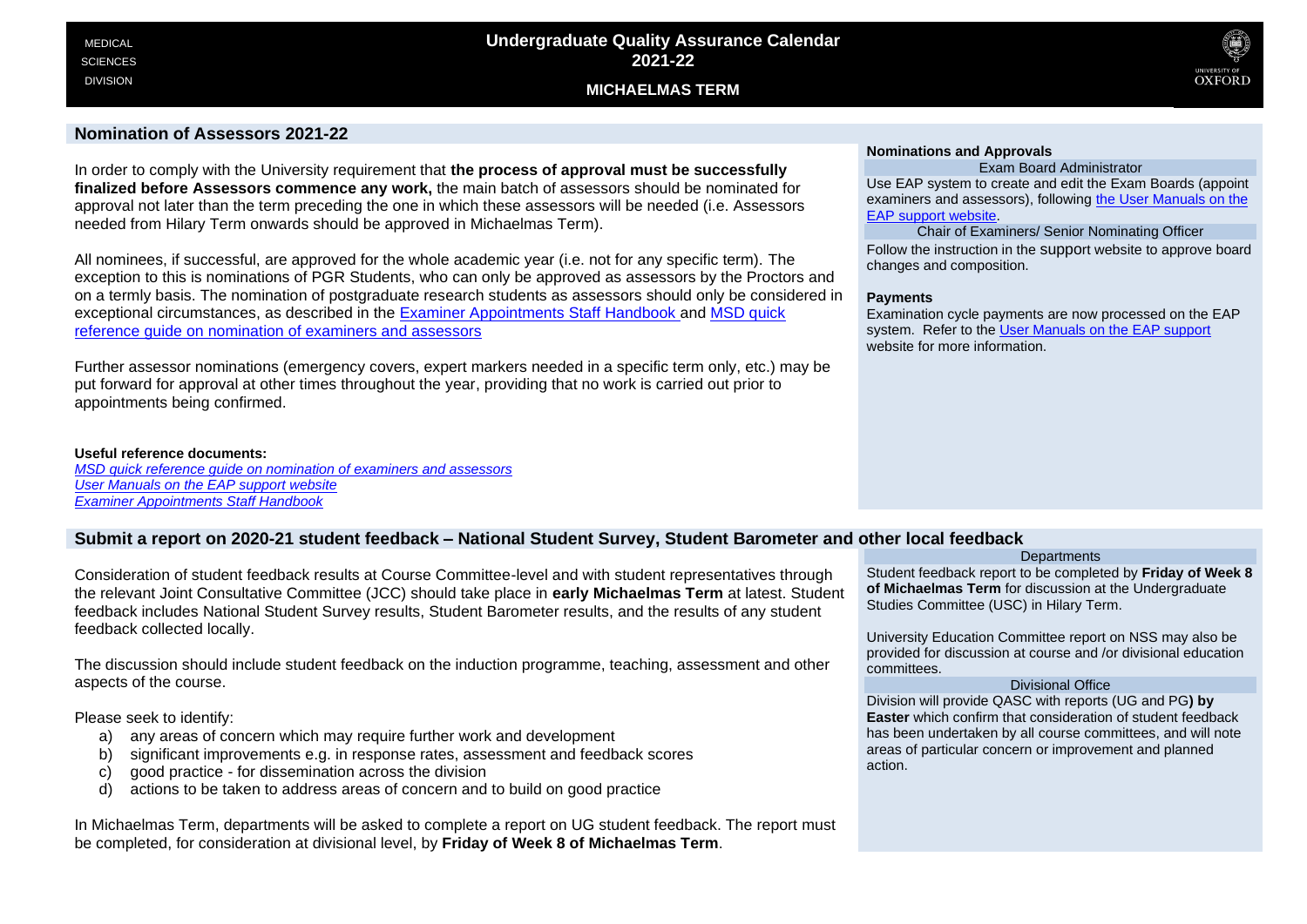MEDICAL SCIENCES DIVISION

# Undergraduate Quality Assurance Calendar 2021-22

**MICHAELMAS TERM**

## Nomination of Assessors 2021-22

In order to comply with the University requirement that **the process of approval must be successfully finalized before Assessors commence any work,** the main batch of assessors should be nominated for approval not later than the term preceding the one in which these assessors will be needed (i.e. Assessors needed from Hilary Term onwards should be approved in Michaelmas Term).

All nominees, if successful, are approved for the whole academic year (i.e. not for any specific term). The exception to this is nominations of PGR Students, who can only be approved as assessors by the Proctors and on a termly basis. The nomination of postgraduate research students as assessors should only be considered in exceptional circumstances, as described in the [Examiner Appointments Staff Handbook](#) and [MSD quick reference guide on nomination of examiners and assessors](#)

Further assessor nominations (emergency covers, expert markers needed in a specific term only, etc.) may be put forward for approval at other times throughout the year, providing that no work is carried out prior to appointments being confirmed.

**Useful reference documents:**
*[MSD quick reference guide on nomination of examiners and assessors](#)*
*[User Manuals on the EAP support website](#)*
*[Examiner Appointments Staff Handbook](#)*

**Nominations and Approvals**

Exam Board Administrator

Use EAP system to create and edit the Exam Boards (appoint examiners and assessors), following [the User Manuals on the EAP support website](#).

Chair of Examiners/ Senior Nominating Officer

Follow the instruction in the support website to approve board changes and composition.

**Payments**

Examination cycle payments are now processed on the EAP system. Refer to the [User Manuals on the EAP support](#) website for more information.

## Submit a report on 2020-21 student feedback – National Student Survey, Student Barometer and other local feedback

Consideration of student feedback results at Course Committee-level and with student representatives through the relevant Joint Consultative Committee (JCC) should take place in **early Michaelmas Term** at latest. Student feedback includes National Student Survey results, Student Barometer results, and the results of any student feedback collected locally.

The discussion should include student feedback on the induction programme, teaching, assessment and other aspects of the course.

Please seek to identify:

a) any areas of concern which may require further work and development
b) significant improvements e.g. in response rates, assessment and feedback scores
c) good practice - for dissemination across the division
d) actions to be taken to address areas of concern and to build on good practice

In Michaelmas Term, departments will be asked to complete a report on UG student feedback. The report must be completed, for consideration at divisional level, by **Friday of Week 8 of Michaelmas Term**.

Departments

Student feedback report to be completed by **Friday of Week 8 of Michaelmas Term** for discussion at the Undergraduate Studies Committee (USC) in Hilary Term.

University Education Committee report on NSS may also be provided for discussion at course and /or divisional education committees.

Divisional Office

Division will provide QASC with reports (UG and PG**) by Easter** which confirm that consideration of student feedback has been undertaken by all course committees, and will note areas of particular concern or improvement and planned action.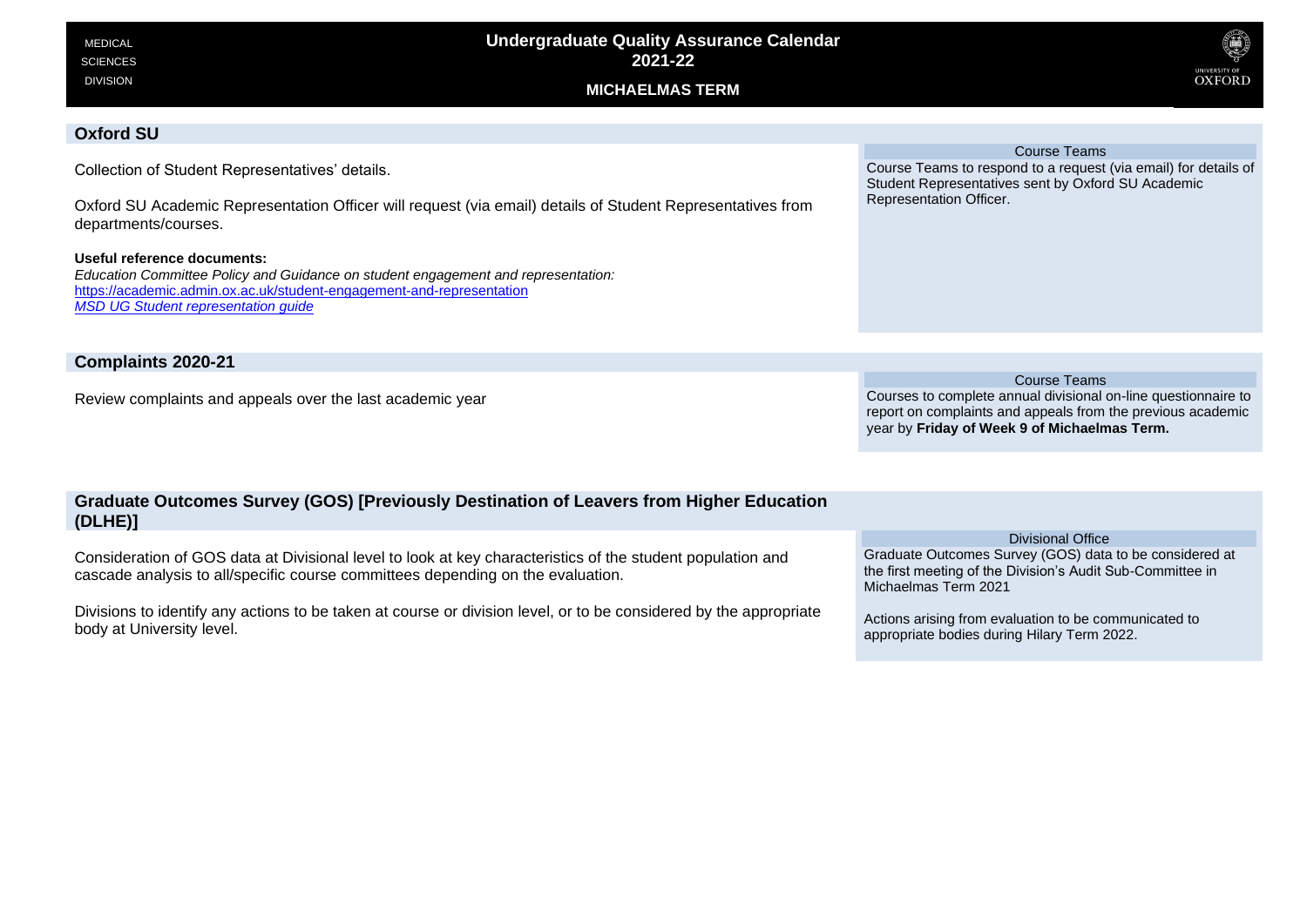## Oxford SU

Collection of Student Representatives' details.

Oxford SU Academic Representation Officer will request (via email) details of Student Representatives from departments/courses.

**Useful reference documents:**
*Education Committee Policy and Guidance on student engagement and representation:*
https://academic.admin.ox.ac.uk/student-engagement-and-representation
*MSD UG Student representation guide*

**Course Teams**

Course Teams to respond to a request (via email) for details of Student Representatives sent by Oxford SU Academic Representation Officer.

## Complaints 2020-21

Review complaints and appeals over the last academic year

**Course Teams**

Courses to complete annual divisional on-line questionnaire to report on complaints and appeals from the previous academic year by **Friday of Week 9 of Michaelmas Term.**

## Graduate Outcomes Survey (GOS) [Previously Destination of Leavers from Higher Education (DLHE)]

Consideration of GOS data at Divisional level to look at key characteristics of the student population and cascade analysis to all/specific course committees depending on the evaluation.

Divisions to identify any actions to be taken at course or division level, or to be considered by the appropriate body at University level.

**Divisional Office**

Graduate Outcomes Survey (GOS) data to be considered at the first meeting of the Division's Audit Sub-Committee in Michaelmas Term 2021

Actions arising from evaluation to be communicated to appropriate bodies during Hilary Term 2022.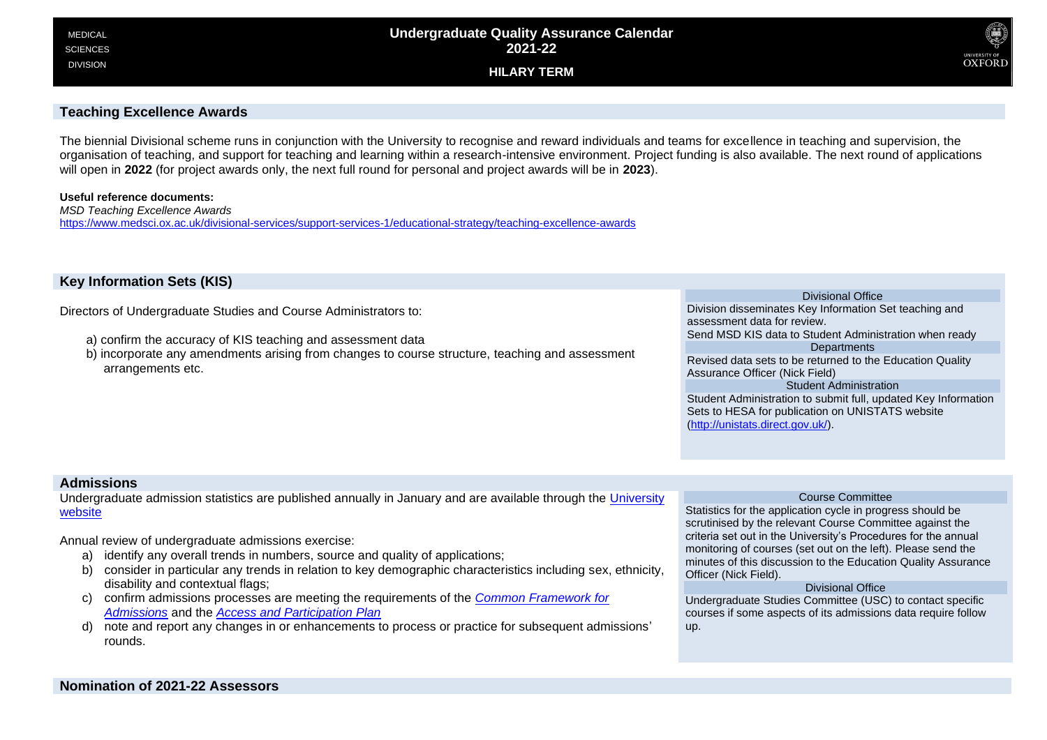## Teaching Excellence Awards

The biennial Divisional scheme runs in conjunction with the University to recognise and reward individuals and teams for excellence in teaching and supervision, the organisation of teaching, and support for teaching and learning within a research-intensive environment. Project funding is also available. The next round of applications will open in **2022** (for project awards only, the next full round for personal and project awards will be in **2023**).

**Useful reference documents:**
*MSD Teaching Excellence Awards*
https://www.medsci.ox.ac.uk/divisional-services/support-services-1/educational-strategy/teaching-excellence-awards

## Key Information Sets (KIS)

Directors of Undergraduate Studies and Course Administrators to:

a) confirm the accuracy of KIS teaching and assessment data
b) incorporate any amendments arising from changes to course structure, teaching and assessment arrangements etc.

**Divisional Office**
Division disseminates Key Information Set teaching and assessment data for review.
Send MSD KIS data to Student Administration when ready

**Departments**
Revised data sets to be returned to the Education Quality Assurance Officer (Nick Field)

**Student Administration**
Student Administration to submit full, updated Key Information Sets to HESA for publication on UNISTATS website (http://unistats.direct.gov.uk/).

## Admissions

Undergraduate admission statistics are published annually in January and are available through the [University website]()

Annual review of undergraduate admissions exercise:

a) identify any overall trends in numbers, source and quality of applications;
b) consider in particular any trends in relation to key demographic characteristics including sex, ethnicity, disability and contextual flags;
c) confirm admissions processes are meeting the requirements of the *Common Framework for Admissions* and the *Access and Participation Plan*
d) note and report any changes in or enhancements to process or practice for subsequent admissions' rounds.

**Course Committee**
Statistics for the application cycle in progress should be scrutinised by the relevant Course Committee against the criteria set out in the University's Procedures for the annual monitoring of courses (set out on the left). Please send the minutes of this discussion to the Education Quality Assurance Officer (Nick Field).

**Divisional Office**
Undergraduate Studies Committee (USC) to contact specific courses if some aspects of its admissions data require follow up.

## Nomination of 2021-22 Assessors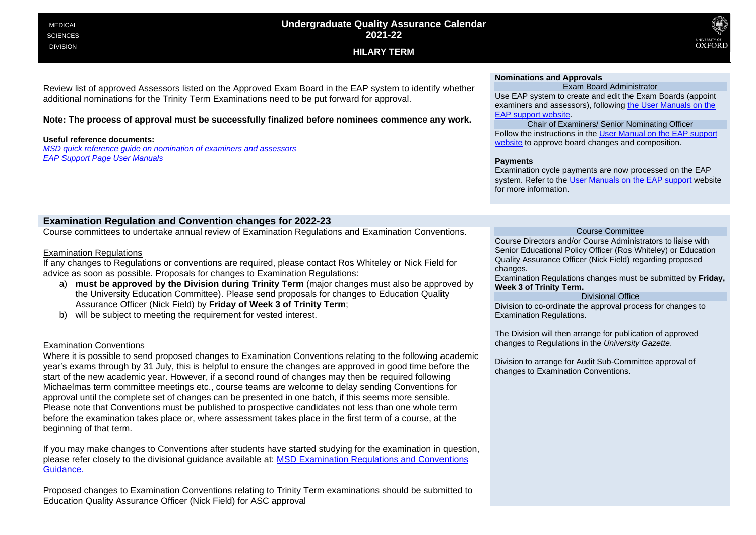MEDICAL SCIENCES DIVISION

# Undergraduate Quality Assurance Calendar 2021-22

## HILARY TERM

Review list of approved Assessors listed on the Approved Exam Board in the EAP system to identify whether additional nominations for the Trinity Term Examinations need to be put forward for approval.

**Note: The process of approval must be successfully finalized before nominees commence any work.**

**Useful reference documents:**

*MSD quick reference guide on nomination of examiners and assessors*
*EAP Support Page User Manuals*

**Nominations and Approvals**

Exam Board Administrator

Use EAP system to create and edit the Exam Boards (appoint examiners and assessors), following the User Manuals on the EAP support website.

Chair of Examiners/ Senior Nominating Officer

Follow the instructions in the User Manual on the EAP support website to approve board changes and composition.

**Payments**

Examination cycle payments are now processed on the EAP system. Refer to the User Manuals on the EAP support website for more information.

### Examination Regulation and Convention changes for 2022-23

Course committees to undertake annual review of Examination Regulations and Examination Conventions.

Examination Regulations

If any changes to Regulations or conventions are required, please contact Ros Whiteley or Nick Field for advice as soon as possible. Proposals for changes to Examination Regulations:

a) **must be approved by the Division during Trinity Term** (major changes must also be approved by the University Education Committee). Please send proposals for changes to Education Quality Assurance Officer (Nick Field) by **Friday of Week 3 of Trinity Term**;
b) will be subject to meeting the requirement for vested interest.

Examination Conventions

Where it is possible to send proposed changes to Examination Conventions relating to the following academic year's exams through by 31 July, this is helpful to ensure the changes are approved in good time before the start of the new academic year. However, if a second round of changes may then be required following Michaelmas term committee meetings etc., course teams are welcome to delay sending Conventions for approval until the complete set of changes can be presented in one batch, if this seems more sensible. Please note that Conventions must be published to prospective candidates not less than one whole term before the examination takes place or, where assessment takes place in the first term of a course, at the beginning of that term.

If you may make changes to Conventions after students have started studying for the examination in question, please refer closely to the divisional guidance available at: MSD Examination Regulations and Conventions Guidance.

Proposed changes to Examination Conventions relating to Trinity Term examinations should be submitted to Education Quality Assurance Officer (Nick Field) for ASC approval

Course Committee

Course Directors and/or Course Administrators to liaise with Senior Educational Policy Officer (Ros Whiteley) or Education Quality Assurance Officer (Nick Field) regarding proposed changes.

Examination Regulations changes must be submitted by **Friday, Week 3 of Trinity Term.**

Divisional Office

Division to co-ordinate the approval process for changes to Examination Regulations.

The Division will then arrange for publication of approved changes to Regulations in the *University Gazette*.

Division to arrange for Audit Sub-Committee approval of changes to Examination Conventions.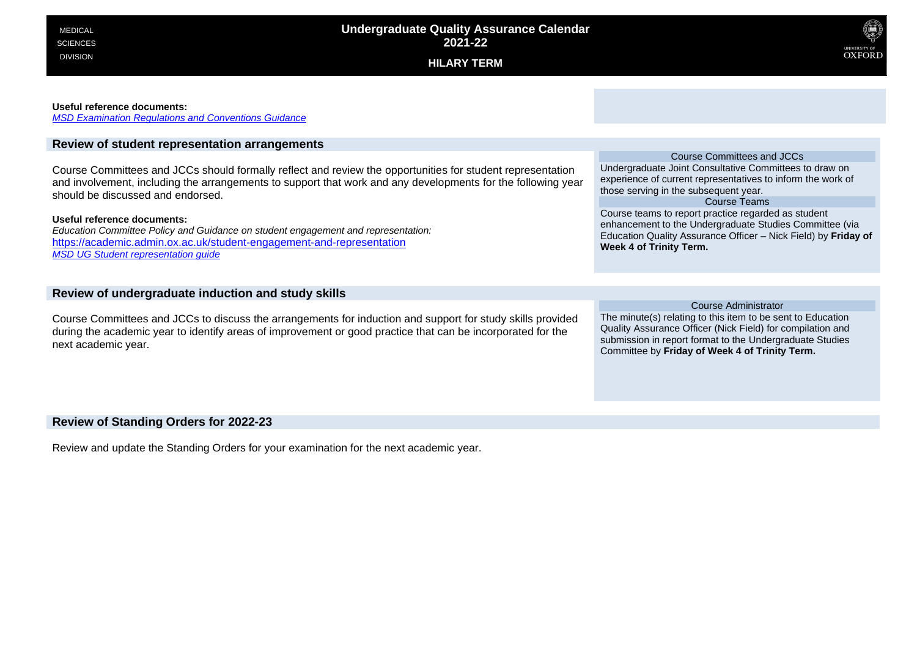MEDICAL SCIENCES DIVISION

# Undergraduate Quality Assurance Calendar 2021-22

## HILARY TERM

**Useful reference documents:**
*MSD Examination Regulations and Conventions Guidance*

## Review of student representation arrangements

Course Committees and JCCs should formally reflect and review the opportunities for student representation and involvement, including the arrangements to support that work and any developments for the following year should be discussed and endorsed.

**Useful reference documents:**
*Education Committee Policy and Guidance on student engagement and representation:*
https://academic.admin.ox.ac.uk/student-engagement-and-representation
*MSD UG Student representation guide*

**Course Committees and JCCs**
Undergraduate Joint Consultative Committees to draw on experience of current representatives to inform the work of those serving in the subsequent year.

**Course Teams**
Course teams to report practice regarded as student enhancement to the Undergraduate Studies Committee (via Education Quality Assurance Officer – Nick Field) by **Friday of Week 4 of Trinity Term.**

## Review of undergraduate induction and study skills

Course Committees and JCCs to discuss the arrangements for induction and support for study skills provided during the academic year to identify areas of improvement or good practice that can be incorporated for the next academic year.

**Course Administrator**
The minute(s) relating to this item to be sent to Education Quality Assurance Officer (Nick Field) for compilation and submission in report format to the Undergraduate Studies Committee by **Friday of Week 4 of Trinity Term.**

## Review of Standing Orders for 2022-23

Review and update the Standing Orders for your examination for the next academic year.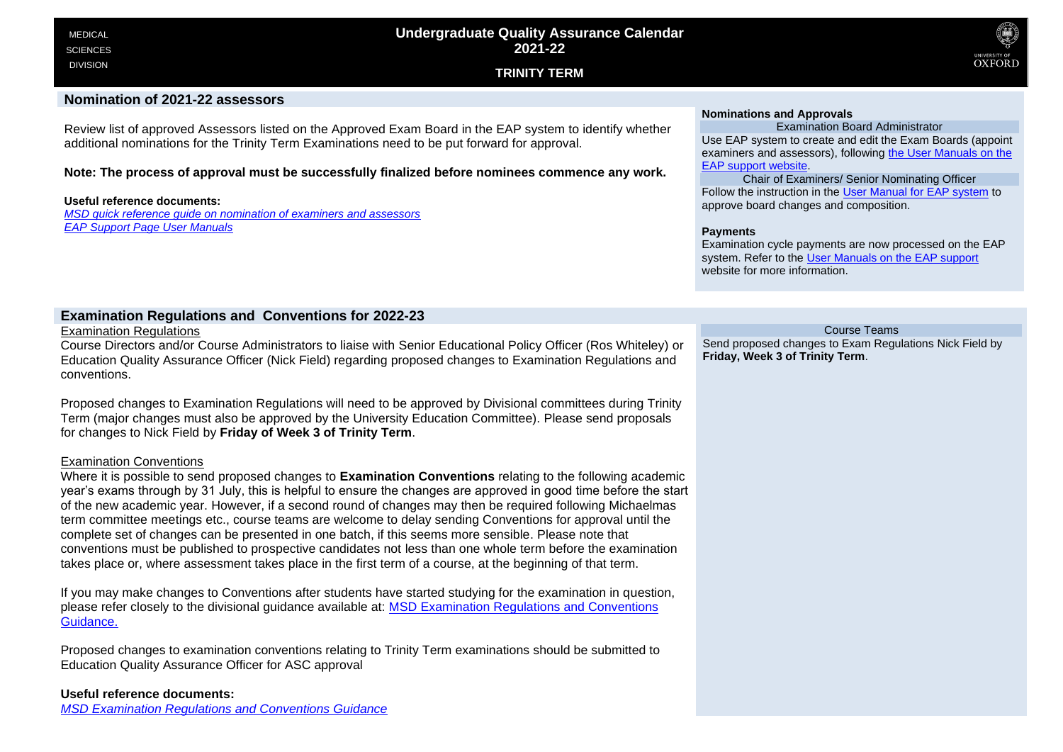MEDICAL SCIENCES DIVISION

# Undergraduate Quality Assurance Calendar 2021-22

## TRINITY TERM

### Nomination of 2021-22 assessors

Review list of approved Assessors listed on the Approved Exam Board in the EAP system to identify whether additional nominations for the Trinity Term Examinations need to be put forward for approval.

**Note: The process of approval must be successfully finalized before nominees commence any work.**

**Useful reference documents:**

*MSD quick reference guide on nomination of examiners and assessors*
*EAP Support Page User Manuals*

**Nominations and Approvals**

Examination Board Administrator

Use EAP system to create and edit the Exam Boards (appoint examiners and assessors), following the User Manuals on the EAP support website.

Chair of Examiners/ Senior Nominating Officer

Follow the instruction in the User Manual for EAP system to approve board changes and composition.

**Payments**

Examination cycle payments are now processed on the EAP system. Refer to the User Manuals on the EAP support website for more information.

### Examination Regulations and Conventions for 2022-23

Examination Regulations

Course Directors and/or Course Administrators to liaise with Senior Educational Policy Officer (Ros Whiteley) or Education Quality Assurance Officer (Nick Field) regarding proposed changes to Examination Regulations and conventions.

Proposed changes to Examination Regulations will need to be approved by Divisional committees during Trinity Term (major changes must also be approved by the University Education Committee). Please send proposals for changes to Nick Field by **Friday of Week 3 of Trinity Term**.

Examination Conventions

Where it is possible to send proposed changes to **Examination Conventions** relating to the following academic year's exams through by 31 July, this is helpful to ensure the changes are approved in good time before the start of the new academic year. However, if a second round of changes may then be required following Michaelmas term committee meetings etc., course teams are welcome to delay sending Conventions for approval until the complete set of changes can be presented in one batch, if this seems more sensible. Please note that conventions must be published to prospective candidates not less than one whole term before the examination takes place or, where assessment takes place in the first term of a course, at the beginning of that term.

If you may make changes to Conventions after students have started studying for the examination in question, please refer closely to the divisional guidance available at: MSD Examination Regulations and Conventions Guidance.

Proposed changes to examination conventions relating to Trinity Term examinations should be submitted to Education Quality Assurance Officer for ASC approval

**Useful reference documents:**

*MSD Examination Regulations and Conventions Guidance*

Course Teams

Send proposed changes to Exam Regulations Nick Field by **Friday, Week 3 of Trinity Term**.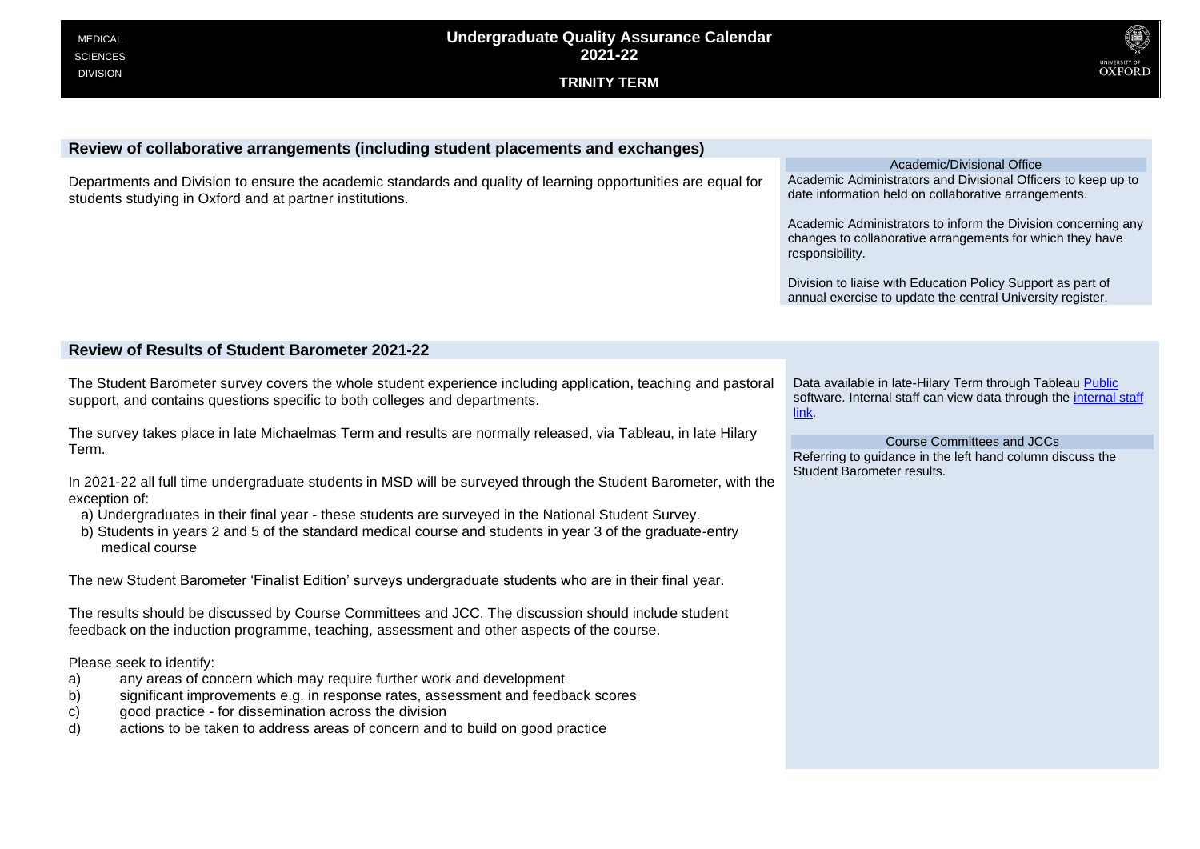## Review of collaborative arrangements (including student placements and exchanges)

Departments and Division to ensure the academic standards and quality of learning opportunities are equal for students studying in Oxford and at partner institutions.

**Academic/Divisional Office**

Academic Administrators and Divisional Officers to keep up to date information held on collaborative arrangements.

Academic Administrators to inform the Division concerning any changes to collaborative arrangements for which they have responsibility.

Division to liaise with Education Policy Support as part of annual exercise to update the central University register.

## Review of Results of Student Barometer 2021-22

The Student Barometer survey covers the whole student experience including application, teaching and pastoral support, and contains questions specific to both colleges and departments.

The survey takes place in late Michaelmas Term and results are normally released, via Tableau, in late Hilary Term.

In 2021-22 all full time undergraduate students in MSD will be surveyed through the Student Barometer, with the exception of:

a) Undergraduates in their final year - these students are surveyed in the National Student Survey.
b) Students in years 2 and 5 of the standard medical course and students in year 3 of the graduate-entry medical course

The new Student Barometer 'Finalist Edition' surveys undergraduate students who are in their final year.

The results should be discussed by Course Committees and JCC. The discussion should include student feedback on the induction programme, teaching, assessment and other aspects of the course.

Please seek to identify:

a) any areas of concern which may require further work and development
b) significant improvements e.g. in response rates, assessment and feedback scores
c) good practice - for dissemination across the division
d) actions to be taken to address areas of concern and to build on good practice

Data available in late-Hilary Term through Tableau Public software. Internal staff can view data through the internal staff link.

**Course Committees and JCCs**

Referring to guidance in the left hand column discuss the Student Barometer results.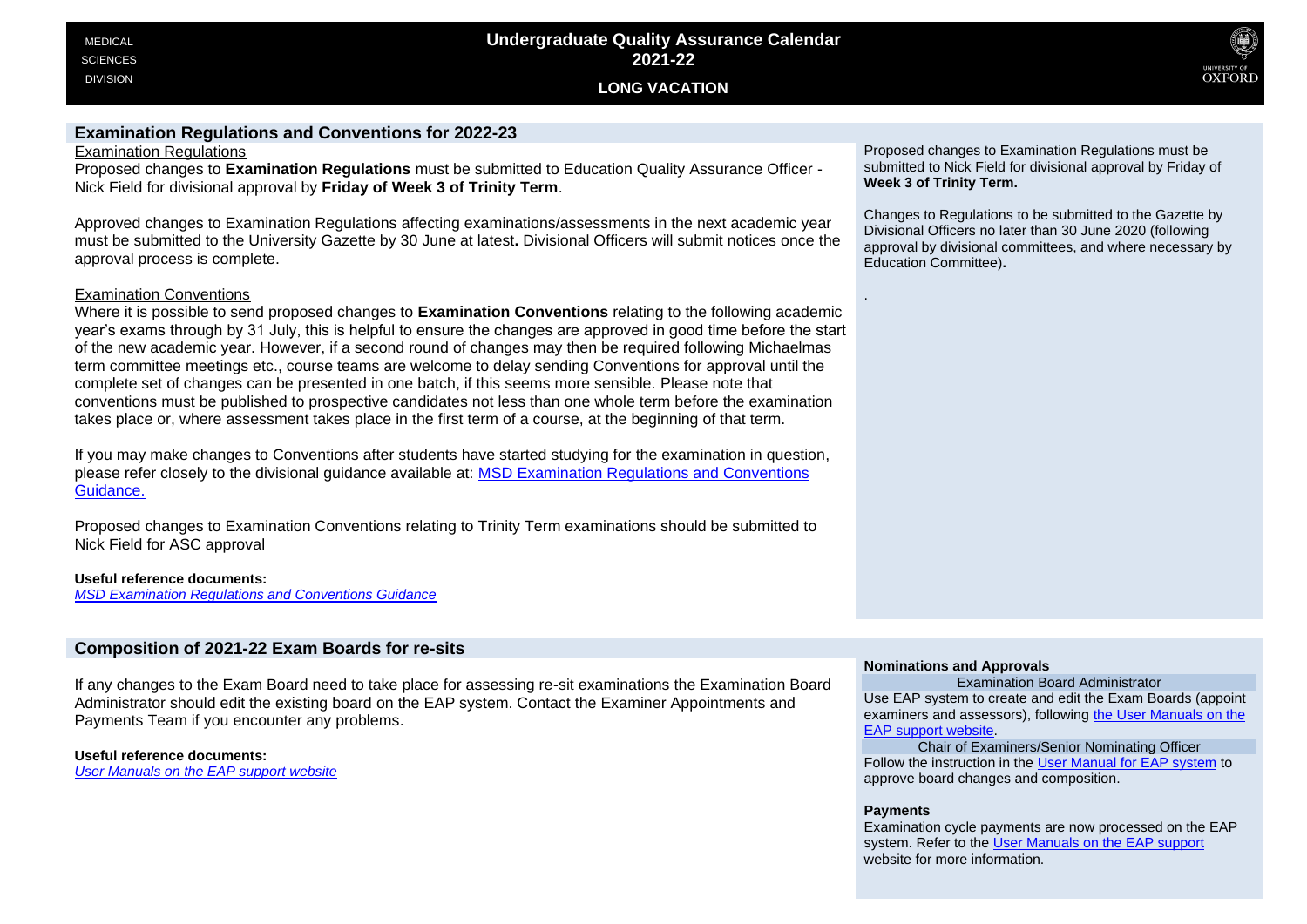## Examination Regulations and Conventions for 2022-23

Examination Regulations

Proposed changes to **Examination Regulations** must be submitted to Education Quality Assurance Officer - Nick Field for divisional approval by **Friday of Week 3 of Trinity Term**.

Approved changes to Examination Regulations affecting examinations/assessments in the next academic year must be submitted to the University Gazette by 30 June at latest**.** Divisional Officers will submit notices once the approval process is complete.

Examination Conventions

Where it is possible to send proposed changes to **Examination Conventions** relating to the following academic year's exams through by 31 July, this is helpful to ensure the changes are approved in good time before the start of the new academic year. However, if a second round of changes may then be required following Michaelmas term committee meetings etc., course teams are welcome to delay sending Conventions for approval until the complete set of changes can be presented in one batch, if this seems more sensible. Please note that conventions must be published to prospective candidates not less than one whole term before the examination takes place or, where assessment takes place in the first term of a course, at the beginning of that term.

If you may make changes to Conventions after students have started studying for the examination in question, please refer closely to the divisional guidance available at: [MSD Examination Regulations and Conventions Guidance.]()

Proposed changes to Examination Conventions relating to Trinity Term examinations should be submitted to Nick Field for ASC approval

**Useful reference documents:**

*[MSD Examination Regulations and Conventions Guidance]()*

Proposed changes to Examination Regulations must be submitted to Nick Field for divisional approval by Friday of **Week 3 of Trinity Term.**

Changes to Regulations to be submitted to the Gazette by Divisional Officers no later than 30 June 2020 (following approval by divisional committees, and where necessary by Education Committee)**.**

## Composition of 2021-22 Exam Boards for re-sits

If any changes to the Exam Board need to take place for assessing re-sit examinations the Examination Board Administrator should edit the existing board on the EAP system. Contact the Examiner Appointments and Payments Team if you encounter any problems.

**Useful reference documents:**

*[User Manuals on the EAP support website]()*

**Nominations and Approvals**

Examination Board Administrator

Use EAP system to create and edit the Exam Boards (appoint examiners and assessors), following [the User Manuals on the EAP support website]().

Chair of Examiners/Senior Nominating Officer

Follow the instruction in the [User Manual for EAP system]() to approve board changes and composition.

**Payments**

Examination cycle payments are now processed on the EAP system. Refer to the [User Manuals on the EAP support]() website for more information.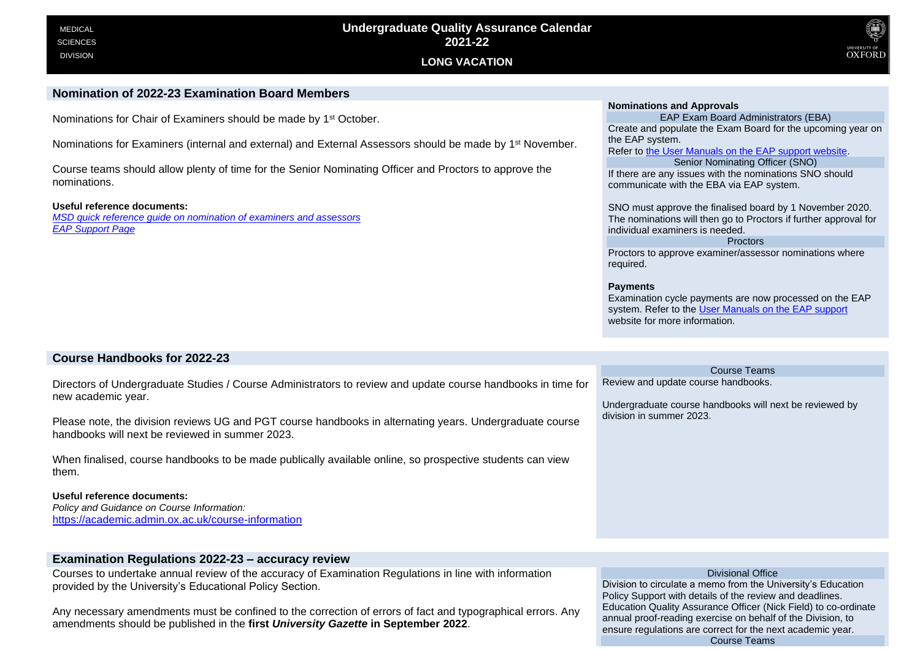MEDICAL SCIENCES DIVISION

# Undergraduate Quality Assurance Calendar 2021-22

## LONG VACATION

### Nomination of 2022-23 Examination Board Members

Nominations for Chair of Examiners should be made by 1st October.

Nominations for Examiners (internal and external) and External Assessors should be made by 1st November.

Course teams should allow plenty of time for the Senior Nominating Officer and Proctors to approve the nominations.

**Useful reference documents:**
*MSD quick reference guide on nomination of examiners and assessors*
*EAP Support Page*

**Nominations and Approvals**

EAP Exam Board Administrators (EBA)

Create and populate the Exam Board for the upcoming year on the EAP system.
Refer to the User Manuals on the EAP support website.

Senior Nominating Officer (SNO)

If there are any issues with the nominations SNO should communicate with the EBA via EAP system.

SNO must approve the finalised board by 1 November 2020. The nominations will then go to Proctors if further approval for individual examiners is needed.

Proctors

Proctors to approve examiner/assessor nominations where required.

**Payments**

Examination cycle payments are now processed on the EAP system. Refer to the User Manuals on the EAP support website for more information.

### Course Handbooks for 2022-23

Directors of Undergraduate Studies / Course Administrators to review and update course handbooks in time for new academic year.

Please note, the division reviews UG and PGT course handbooks in alternating years. Undergraduate course handbooks will next be reviewed in summer 2023.

When finalised, course handbooks to be made publically available online, so prospective students can view them.

**Useful reference documents:**
*Policy and Guidance on Course Information:*
https://academic.admin.ox.ac.uk/course-information

Course Teams

Review and update course handbooks.

Undergraduate course handbooks will next be reviewed by division in summer 2023.

### Examination Regulations 2022-23 – accuracy review

Courses to undertake annual review of the accuracy of Examination Regulations in line with information provided by the University's Educational Policy Section.

Any necessary amendments must be confined to the correction of errors of fact and typographical errors. Any amendments should be published in the **first *University Gazette* in September 2022**.

Divisional Office

Division to circulate a memo from the University's Education Policy Support with details of the review and deadlines. Education Quality Assurance Officer (Nick Field) to co-ordinate annual proof-reading exercise on behalf of the Division, to ensure regulations are correct for the next academic year.

Course Teams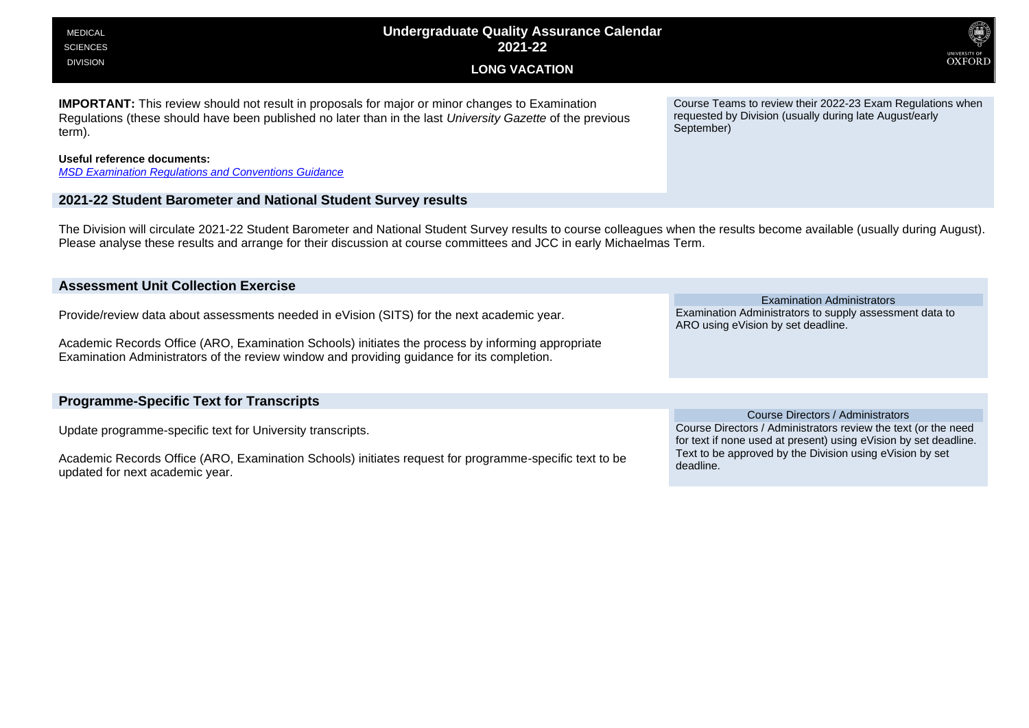MEDICAL SCIENCES DIVISION

# Undergraduate Quality Assurance Calendar 2021-22

## LONG VACATION

**IMPORTANT:** This review should not result in proposals for major or minor changes to Examination Regulations (these should have been published no later than in the last *University Gazette* of the previous term).

**Useful reference documents:**
*MSD Examination Regulations and Conventions Guidance*

Course Teams to review their 2022-23 Exam Regulations when requested by Division (usually during late August/early September)

### 2021-22 Student Barometer and National Student Survey results

The Division will circulate 2021-22 Student Barometer and National Student Survey results to course colleagues when the results become available (usually during August). Please analyse these results and arrange for their discussion at course committees and JCC in early Michaelmas Term.

### Assessment Unit Collection Exercise

Provide/review data about assessments needed in eVision (SITS) for the next academic year.

Academic Records Office (ARO, Examination Schools) initiates the process by informing appropriate Examination Administrators of the review window and providing guidance for its completion.

**Examination Administrators**

Examination Administrators to supply assessment data to ARO using eVision by set deadline.

### Programme-Specific Text for Transcripts

Update programme-specific text for University transcripts.

Academic Records Office (ARO, Examination Schools) initiates request for programme-specific text to be updated for next academic year.

**Course Directors / Administrators**

Course Directors / Administrators review the text (or the need for text if none used at present) using eVision by set deadline. Text to be approved by the Division using eVision by set deadline.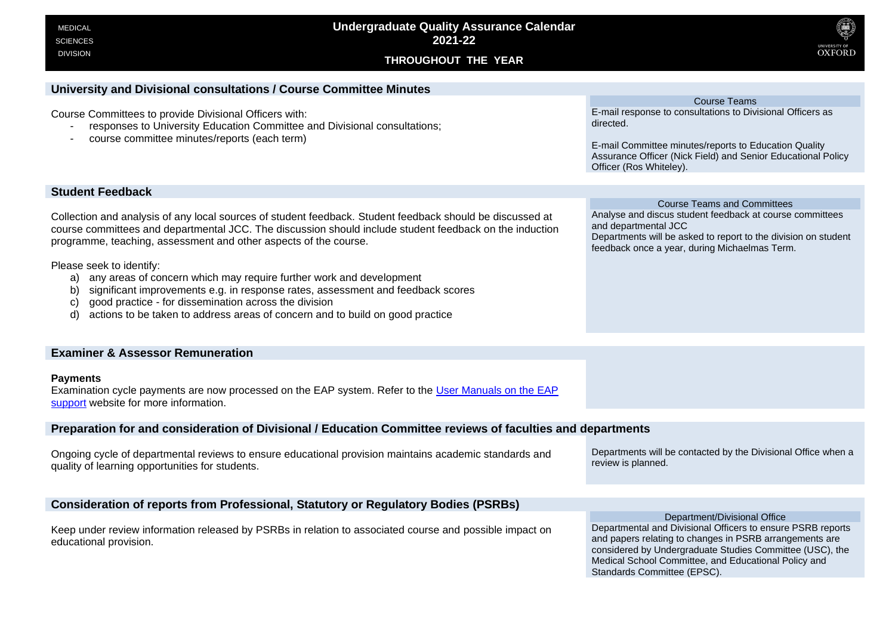MEDICAL SCIENCES DIVISION

# Undergraduate Quality Assurance Calendar 2021-22

## THROUGHOUT THE YEAR

### University and Divisional consultations / Course Committee Minutes

Course Committees to provide Divisional Officers with:

- responses to University Education Committee and Divisional consultations;
- course committee minutes/reports (each term)

**Course Teams**

E-mail response to consultations to Divisional Officers as directed.

E-mail Committee minutes/reports to Education Quality Assurance Officer (Nick Field) and Senior Educational Policy Officer (Ros Whiteley).

### Student Feedback

Collection and analysis of any local sources of student feedback. Student feedback should be discussed at course committees and departmental JCC. The discussion should include student feedback on the induction programme, teaching, assessment and other aspects of the course.

Please seek to identify:

a) any areas of concern which may require further work and development
b) significant improvements e.g. in response rates, assessment and feedback scores
c) good practice - for dissemination across the division
d) actions to be taken to address areas of concern and to build on good practice

**Course Teams and Committees**

Analyse and discus student feedback at course committees and departmental JCC

Departments will be asked to report to the division on student feedback once a year, during Michaelmas Term.

### Examiner & Assessor Remuneration

**Payments**

Examination cycle payments are now processed on the EAP system. Refer to the User Manuals on the EAP support website for more information.

### Preparation for and consideration of Divisional / Education Committee reviews of faculties and departments

Ongoing cycle of departmental reviews to ensure educational provision maintains academic standards and quality of learning opportunities for students.

Departments will be contacted by the Divisional Office when a review is planned.

### Consideration of reports from Professional, Statutory or Regulatory Bodies (PSRBs)

Keep under review information released by PSRBs in relation to associated course and possible impact on educational provision.

**Department/Divisional Office**

Departmental and Divisional Officers to ensure PSRB reports and papers relating to changes in PSRB arrangements are considered by Undergraduate Studies Committee (USC), the Medical School Committee, and Educational Policy and Standards Committee (EPSC).